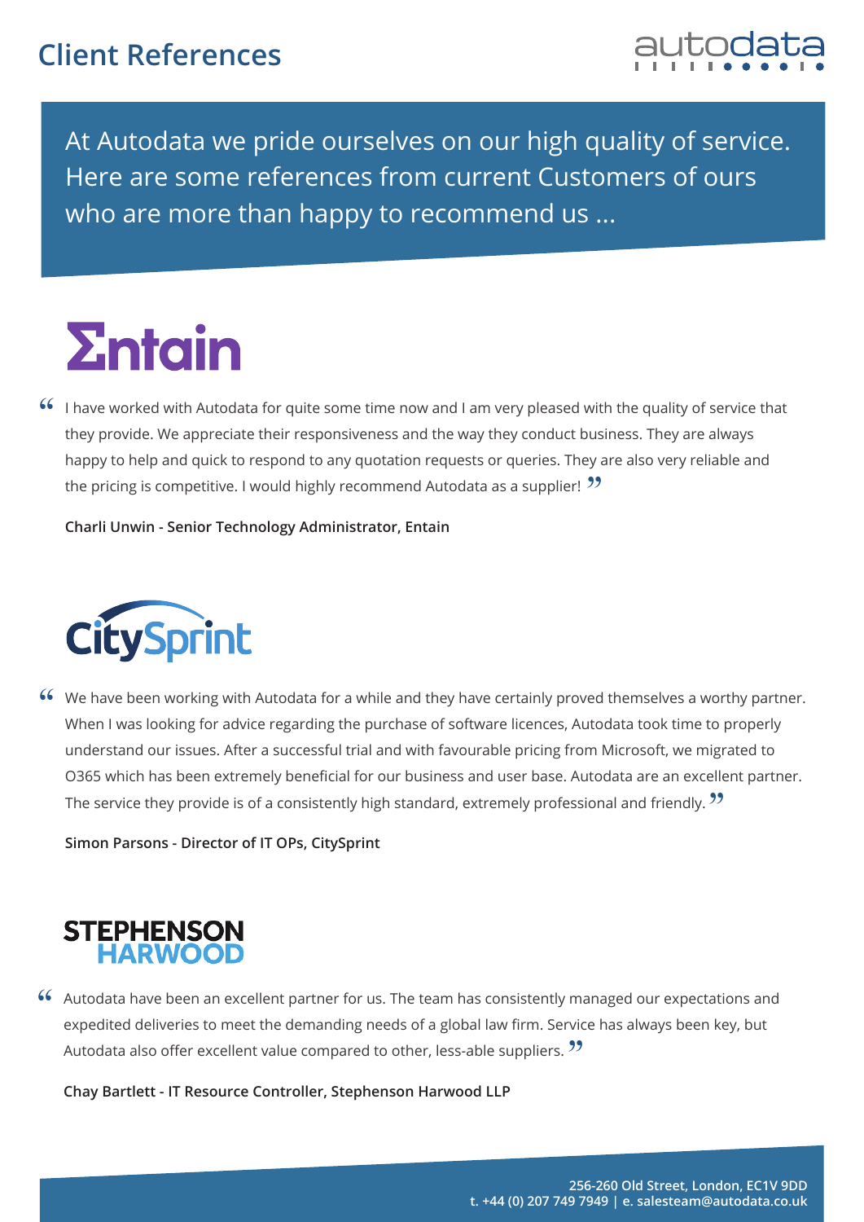# Client References

autodata

At Autodata we pride ourselves on our high quality of service. Here are some references from current Customers of ours who are more than happy to recommend us ...

## Entain

"I have worked with Autodata for quite some time now and I am very pleased with the quality of service that they provide. We appreciate their responsiveness and the way they conduct business. They are always happy to help and quick to respond to any quotation requests or queries. They are also very reliable and the pricing is competitive. I would highly recommend Autodata as a supplier!"

**Charli Unwin - Senior Technology Administrator, Entain**

## CitySprint

"We have been working with Autodata for a while and they have certainly proved themselves a worthy partner. When I was looking for advice regarding the purchase of software licences, Autodata took time to properly understand our issues. After a successful trial and with favourable pricing from Microsoft, we migrated to O365 which has been extremely beneficial for our business and user base. Autodata are an excellent partner. The service they provide is of a consistently high standard, extremely professional and friendly."

**Simon Parsons - Director of IT OPs, CitySprint**

## STEPHENSON HARWOOD

"Autodata have been an excellent partner for us. The team has consistently managed our expectations and expedited deliveries to meet the demanding needs of a global law firm. Service has always been key, but Autodata also offer excellent value compared to other, less-able suppliers."

**Chay Bartlett - IT Resource Controller, Stephenson Harwood LLP**

256-260 Old Street, London, EC1V 9DD
t. +44 (0) 207 749 7949 | e. salesteam@autodata.co.uk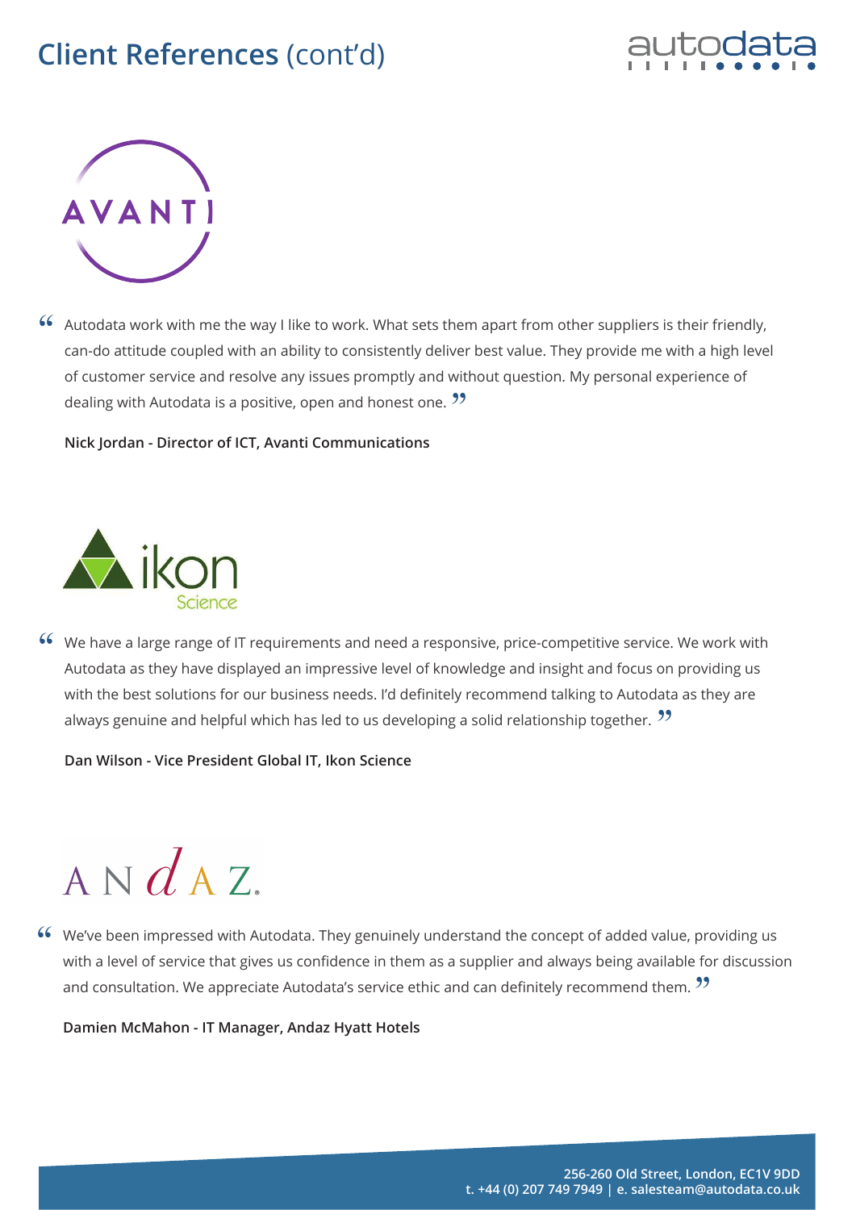# Client References (cont'd)

AVANTI

“Autodata work with me the way I like to work. What sets them apart from other suppliers is their friendly, can-do attitude coupled with an ability to consistently deliver best value. They provide me with a high level of customer service and resolve any issues promptly and without question. My personal experience of dealing with Autodata is a positive, open and honest one.”

**Nick Jordan - Director of ICT, Avanti Communications**

ikon Science

“We have a large range of IT requirements and need a responsive, price-competitive service. We work with Autodata as they have displayed an impressive level of knowledge and insight and focus on providing us with the best solutions for our business needs. I'd definitely recommend talking to Autodata as they are always genuine and helpful which has led to us developing a solid relationship together.”

**Dan Wilson - Vice President Global IT, Ikon Science**

ANDAZ

“We've been impressed with Autodata. They genuinely understand the concept of added value, providing us with a level of service that gives us confidence in them as a supplier and always being available for discussion and consultation. We appreciate Autodata's service ethic and can definitely recommend them.”

**Damien McMahon - IT Manager, Andaz Hyatt Hotels**

**256-260 Old Street, London, EC1V 9DD**
**t. +44 (0) 207 749 7949 | e. salesteam@autodata.co.uk**